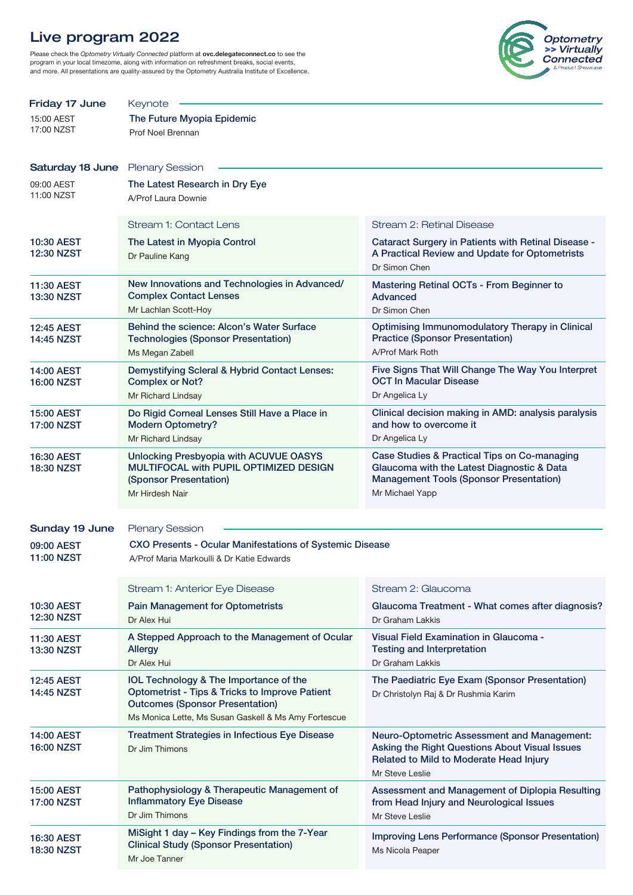# Live program 2022

Please check the *Optometry Virtually Connected* platform at **ovc.delegateconnect.co** to see the program in your local timezone, along with information on refreshment breaks, social events, and more. All presentations are quality-assured by the Optometry Australia Institute of Excellence.

Optometry >> Virtually Connected & Product Showcase

## Friday 17 June

**Keynote**

15:00 AEST
17:00 NZST

**The Future Myopia Epidemic**
Prof Noel Brennan

## Saturday 18 June

**Plenary Session**

09:00 AEST
11:00 NZST

**The Latest Research in Dry Eye**
A/Prof Laura Downie

| Time | Stream 1: Contact Lens | Stream 2: Retinal Disease |
|---|---|---|
| **10:30 AEST 12:30 NZST** | **The Latest in Myopia Control** Dr Pauline Kang | **Cataract Surgery in Patients with Retinal Disease - A Practical Review and Update for Optometrists** Dr Simon Chen |
| **11:30 AEST 13:30 NZST** | **New Innovations and Technologies in Advanced/ Complex Contact Lenses** Mr Lachlan Scott-Hoy | **Mastering Retinal OCTs - From Beginner to Advanced** Dr Simon Chen |
| **12:45 AEST 14:45 NZST** | **Behind the science: Alcon's Water Surface Technologies (Sponsor Presentation)** Ms Megan Zabell | **Optimising Immunomodulatory Therapy in Clinical Practice (Sponsor Presentation)** A/Prof Mark Roth |
| **14:00 AEST 16:00 NZST** | **Demystifying Scleral & Hybrid Contact Lenses: Complex or Not?** Mr Richard Lindsay | **Five Signs That Will Change The Way You Interpret OCT In Macular Disease** Dr Angelica Ly |
| **15:00 AEST 17:00 NZST** | **Do Rigid Corneal Lenses Still Have a Place in Modern Optometry?** Mr Richard Lindsay | **Clinical decision making in AMD: analysis paralysis and how to overcome it** Dr Angelica Ly |
| **16:30 AEST 18:30 NZST** | **Unlocking Presbyopia with ACUVUE OASYS MULTIFOCAL with PUPIL OPTIMIZED DESIGN (Sponsor Presentation)** Mr Hirdesh Nair | **Case Studies & Practical Tips on Co-managing Glaucoma with the Latest Diagnostic & Data Management Tools (Sponsor Presentation)** Mr Michael Yapp |

## Sunday 19 June

**Plenary Session**

**09:00 AEST**
**11:00 NZST**

**CXO Presents - Ocular Manifestations of Systemic Disease**
A/Prof Maria Markoulli & Dr Katie Edwards

| Time | Stream 1: Anterior Eye Disease | Stream 2: Glaucoma |
|---|---|---|
| **10:30 AEST 12:30 NZST** | **Pain Management for Optometrists** Dr Alex Hui | **Glaucoma Treatment - What comes after diagnosis?** Dr Graham Lakkis |
| **11:30 AEST 13:30 NZST** | **A Stepped Approach to the Management of Ocular Allergy** Dr Alex Hui | **Visual Field Examination in Glaucoma - Testing and Interpretation** Dr Graham Lakkis |
| **12:45 AEST 14:45 NZST** | **IOL Technology & The Importance of the Optometrist - Tips & Tricks to Improve Patient Outcomes (Sponsor Presentation)** Ms Monica Lette, Ms Susan Gaskell & Ms Amy Fortescue | **The Paediatric Eye Exam (Sponsor Presentation)** Dr Christolyn Raj & Dr Rushmia Karim |
| **14:00 AEST 16:00 NZST** | **Treatment Strategies in Infectious Eye Disease** Dr Jim Thimons | **Neuro-Optometric Assessment and Management: Asking the Right Questions About Visual Issues Related to Mild to Moderate Head Injury** Mr Steve Leslie |
| **15:00 AEST 17:00 NZST** | **Pathophysiology & Therapeutic Management of Inflammatory Eye Disease** Dr Jim Thimons | **Assessment and Management of Diplopia Resulting from Head Injury and Neurological Issues** Mr Steve Leslie |
| **16:30 AEST 18:30 NZST** | **MiSight 1 day – Key Findings from the 7-Year Clinical Study (Sponsor Presentation)** Mr Joe Tanner | **Improving Lens Performance (Sponsor Presentation)** Ms Nicola Peaper |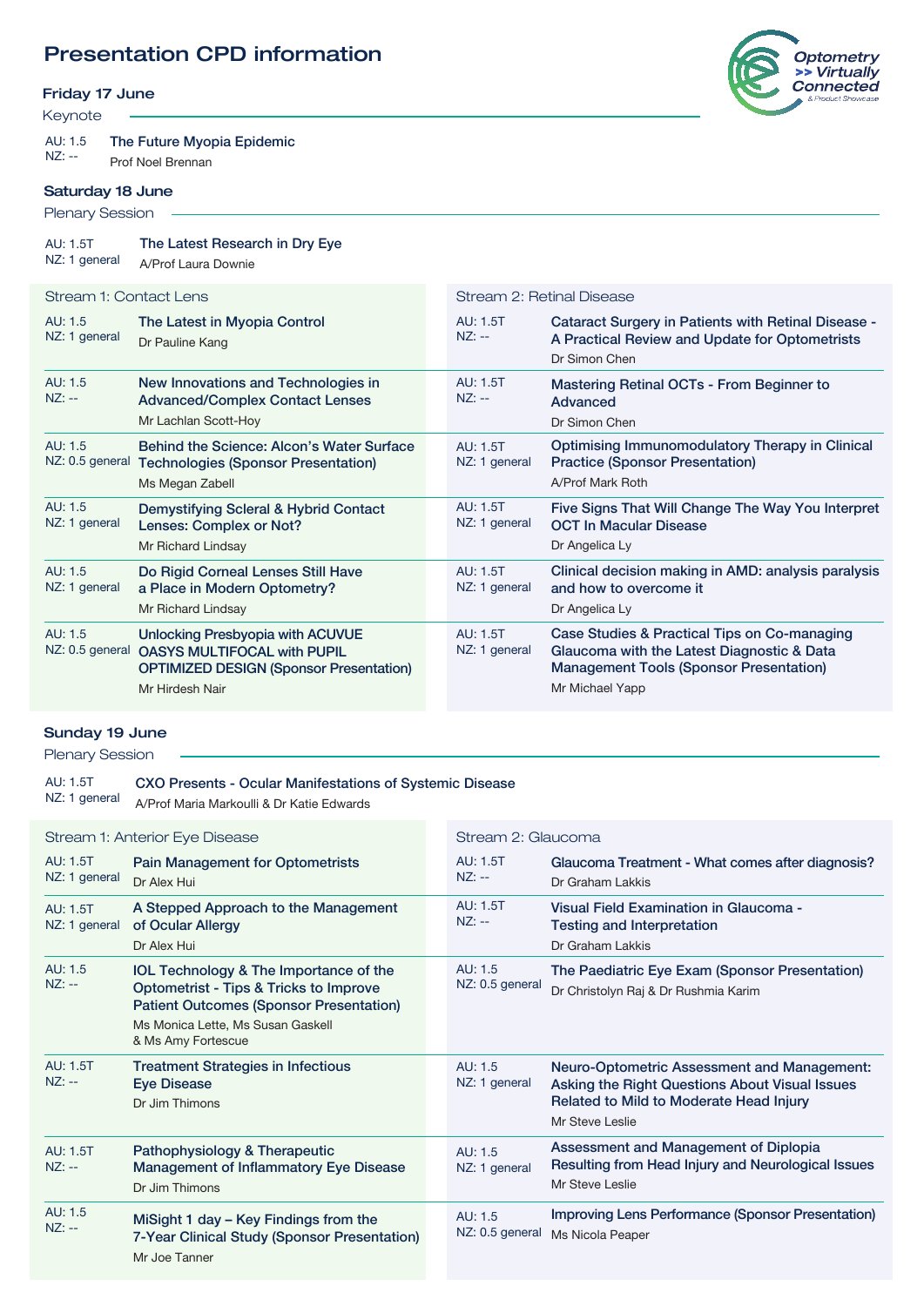# Presentation CPD information

Optometry >> Virtually Connected & Product Showcase

## Friday 17 June

### Keynote

AU: 1.5
NZ: --

**The Future Myopia Epidemic**
Prof Noel Brennan

## Saturday 18 June

### Plenary Session

AU: 1.5T
NZ: 1 general

**The Latest Research in Dry Eye**
A/Prof Laura Downie

### Stream 1: Contact Lens

| CPD | Presentation |
|---|---|
| AU: 1.5<br>NZ: 1 general | **The Latest in Myopia Control**<br>Dr Pauline Kang |
| AU: 1.5<br>NZ: -- | **New Innovations and Technologies in Advanced/Complex Contact Lenses**<br>Mr Lachlan Scott-Hoy |
| AU: 1.5<br>NZ: 0.5 general | **Behind the Science: Alcon's Water Surface Technologies (Sponsor Presentation)**<br>Ms Megan Zabell |
| AU: 1.5<br>NZ: 1 general | **Demystifying Scleral & Hybrid Contact Lenses: Complex or Not?**<br>Mr Richard Lindsay |
| AU: 1.5<br>NZ: 1 general | **Do Rigid Corneal Lenses Still Have a Place in Modern Optometry?**<br>Mr Richard Lindsay |
| AU: 1.5<br>NZ: 0.5 general | **Unlocking Presbyopia with ACUVUE OASYS MULTIFOCAL with PUPIL OPTIMIZED DESIGN (Sponsor Presentation)**<br>Mr Hirdesh Nair |

### Stream 2: Retinal Disease

| CPD | Presentation |
|---|---|
| AU: 1.5T<br>NZ: -- | **Cataract Surgery in Patients with Retinal Disease - A Practical Review and Update for Optometrists**<br>Dr Simon Chen |
| AU: 1.5T<br>NZ: -- | **Mastering Retinal OCTs - From Beginner to Advanced**<br>Dr Simon Chen |
| AU: 1.5T<br>NZ: 1 general | **Optimising Immunomodulatory Therapy in Clinical Practice (Sponsor Presentation)**<br>A/Prof Mark Roth |
| AU: 1.5T<br>NZ: 1 general | **Five Signs That Will Change The Way You Interpret OCT In Macular Disease**<br>Dr Angelica Ly |
| AU: 1.5T<br>NZ: 1 general | **Clinical decision making in AMD: analysis paralysis and how to overcome it**<br>Dr Angelica Ly |
| AU: 1.5T<br>NZ: 1 general | **Case Studies & Practical Tips on Co-managing Glaucoma with the Latest Diagnostic & Data Management Tools (Sponsor Presentation)**<br>Mr Michael Yapp |

## Sunday 19 June

### Plenary Session

AU: 1.5T
NZ: 1 general

**CXO Presents - Ocular Manifestations of Systemic Disease**
A/Prof Maria Markoulli & Dr Katie Edwards

### Stream 1: Anterior Eye Disease

| CPD | Presentation |
|---|---|
| AU: 1.5T<br>NZ: 1 general | **Pain Management for Optometrists**<br>Dr Alex Hui |
| AU: 1.5T<br>NZ: 1 general | **A Stepped Approach to the Management of Ocular Allergy**<br>Dr Alex Hui |
| AU: 1.5<br>NZ: -- | **IOL Technology & The Importance of the Optometrist - Tips & Tricks to Improve Patient Outcomes (Sponsor Presentation)**<br>Ms Monica Lette, Ms Susan Gaskell & Ms Amy Fortescue |
| AU: 1.5T<br>NZ: -- | **Treatment Strategies in Infectious Eye Disease**<br>Dr Jim Thimons |
| AU: 1.5T<br>NZ: -- | **Pathophysiology & Therapeutic Management of Inflammatory Eye Disease**<br>Dr Jim Thimons |
| AU: 1.5<br>NZ: -- | **MiSight 1 day – Key Findings from the 7-Year Clinical Study (Sponsor Presentation)**<br>Mr Joe Tanner |

### Stream 2: Glaucoma

| CPD | Presentation |
|---|---|
| AU: 1.5T<br>NZ: -- | **Glaucoma Treatment - What comes after diagnosis?**<br>Dr Graham Lakkis |
| AU: 1.5T<br>NZ: -- | **Visual Field Examination in Glaucoma - Testing and Interpretation**<br>Dr Graham Lakkis |
| AU: 1.5<br>NZ: 0.5 general | **The Paediatric Eye Exam (Sponsor Presentation)**<br>Dr Christolyn Raj & Dr Rushmia Karim |
| AU: 1.5<br>NZ: 1 general | **Neuro-Optometric Assessment and Management: Asking the Right Questions About Visual Issues Related to Mild to Moderate Head Injury**<br>Mr Steve Leslie |
| AU: 1.5<br>NZ: 1 general | **Assessment and Management of Diplopia Resulting from Head Injury and Neurological Issues**<br>Mr Steve Leslie |
| AU: 1.5<br>NZ: 0.5 general | **Improving Lens Performance (Sponsor Presentation)**<br>Ms Nicola Peaper |